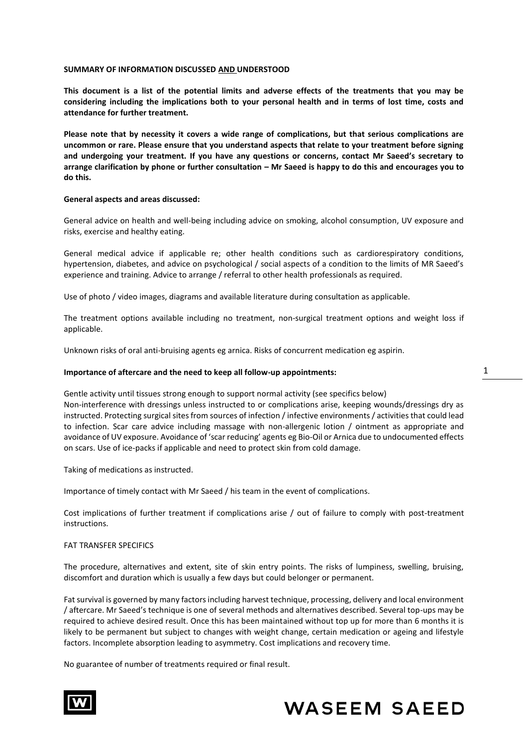**SUMMARY OF INFORMATION DISCUSSED AND UNDERSTOOD**

**This document is a list of the potential limits and adverse effects of the treatments that you may be considering including the implications both to your personal health and in terms of lost time, costs and attendance for further treatment.**

**Please note that by necessity it covers a wide range of complications, but that serious complications are uncommon or rare. Please ensure that you understand aspects that relate to your treatment before signing and undergoing your treatment. If you have any questions or concerns, contact Mr Saeed's secretary to arrange clarification by phone or further consultation – Mr Saeed is happy to do this and encourages you to do this.**

**General aspects and areas discussed:**

General advice on health and well-being including advice on smoking, alcohol consumption, UV exposure and risks, exercise and healthy eating.

General medical advice if applicable re; other health conditions such as cardiorespiratory conditions, hypertension, diabetes, and advice on psychological / social aspects of a condition to the limits of MR Saeed's experience and training. Advice to arrange / referral to other health professionals as required.

Use of photo / video images, diagrams and available literature during consultation as applicable.

The treatment options available including no treatment, non-surgical treatment options and weight loss if applicable.

Unknown risks of oral anti-bruising agents eg arnica. Risks of concurrent medication eg aspirin.

**Importance of aftercare and the need to keep all follow-up appointments:**

Gentle activity until tissues strong enough to support normal activity (see specifics below)
Non-interference with dressings unless instructed to or complications arise, keeping wounds/dressings dry as instructed. Protecting surgical sites from sources of infection / infective environments / activities that could lead to infection. Scar care advice including massage with non-allergenic lotion / ointment as appropriate and avoidance of UV exposure. Avoidance of 'scar reducing' agents eg Bio-Oil or Arnica due to undocumented effects on scars. Use of ice-packs if applicable and need to protect skin from cold damage.

Taking of medications as instructed.

Importance of timely contact with Mr Saeed / his team in the event of complications.

Cost implications of further treatment if complications arise / out of failure to comply with post-treatment instructions.

FAT TRANSFER SPECIFICS

The procedure, alternatives and extent, site of skin entry points. The risks of lumpiness, swelling, bruising, discomfort and duration which is usually a few days but could belonger or permanent.

Fat survival is governed by many factors including harvest technique, processing, delivery and local environment / aftercare. Mr Saeed's technique is one of several methods and alternatives described. Several top-ups may be required to achieve desired result. Once this has been maintained without top up for more than 6 months it is likely to be permanent but subject to changes with weight change, certain medication or ageing and lifestyle factors. Incomplete absorption leading to asymmetry. Cost implications and recovery time.

No guarantee of number of treatments required or final result.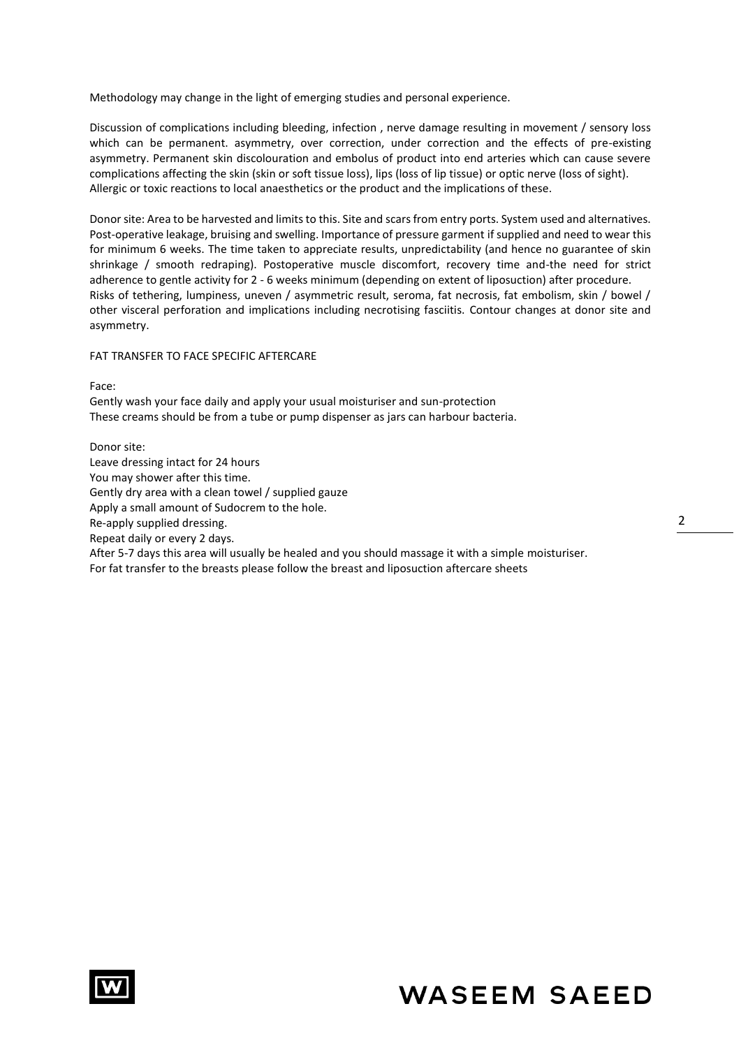Methodology may change in the light of emerging studies and personal experience.

Discussion of complications including bleeding, infection , nerve damage resulting in movement / sensory loss which can be permanent. asymmetry, over correction, under correction and the effects of pre-existing asymmetry. Permanent skin discolouration and embolus of product into end arteries which can cause severe complications affecting the skin (skin or soft tissue loss), lips (loss of lip tissue) or optic nerve (loss of sight). Allergic or toxic reactions to local anaesthetics or the product and the implications of these.

Donor site: Area to be harvested and limits to this. Site and scars from entry ports. System used and alternatives. Post-operative leakage, bruising and swelling. Importance of pressure garment if supplied and need to wear this for minimum 6 weeks. The time taken to appreciate results, unpredictability (and hence no guarantee of skin shrinkage / smooth redraping). Postoperative muscle discomfort, recovery time and-the need for strict adherence to gentle activity for 2 - 6 weeks minimum (depending on extent of liposuction) after procedure.
Risks of tethering, lumpiness, uneven / asymmetric result, seroma, fat necrosis, fat embolism, skin / bowel / other visceral perforation and implications including necrotising fasciitis. Contour changes at donor site and asymmetry.

FAT TRANSFER TO FACE SPECIFIC AFTERCARE

Face:
Gently wash your face daily and apply your usual moisturiser and sun-protection
These creams should be from a tube or pump dispenser as jars can harbour bacteria.

Donor site:
Leave dressing intact for 24 hours
You may shower after this time.
Gently dry area with a clean towel / supplied gauze
Apply a small amount of Sudocrem to the hole.
Re-apply supplied dressing.
Repeat daily or every 2 days.
After 5-7 days this area will usually be healed and you should massage it with a simple moisturiser.
For fat transfer to the breasts please follow the breast and liposuction aftercare sheets